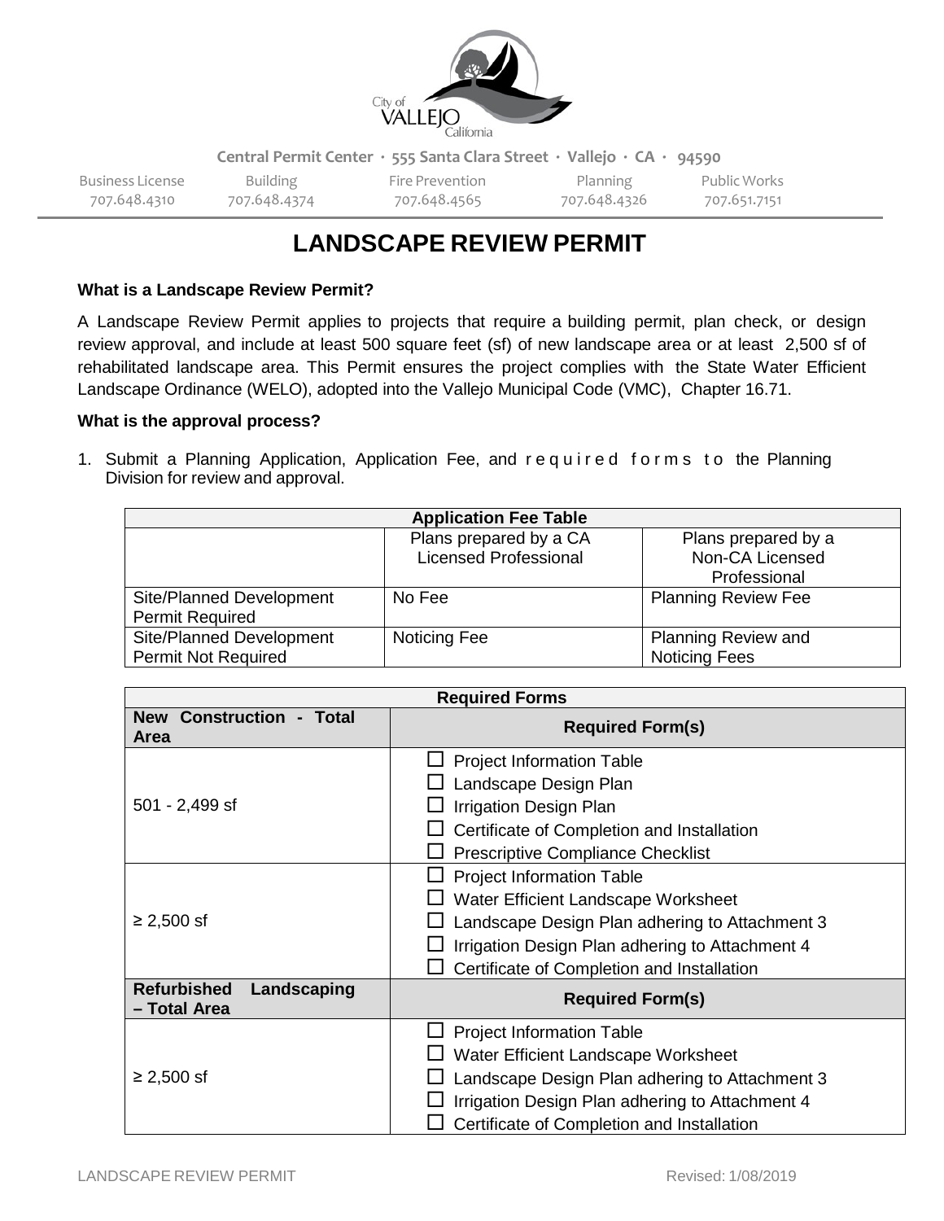Central Permit Center · 555 Santa Clara Street · Vallejo · CA · 94590

| Business License | Building | Fire Prevention | Planning | Public Works |
|---|---|---|---|---|
| 707.648.4310 | 707.648.4374 | 707.648.4565 | 707.648.4326 | 707.651.7151 |

# LANDSCAPE REVIEW PERMIT

**What is a Landscape Review Permit?**

A Landscape Review Permit applies to projects that require a building permit, plan check, or design review approval, and include at least 500 square feet (sf) of new landscape area or at least 2,500 sf of rehabilitated landscape area. This Permit ensures the project complies with the State Water Efficient Landscape Ordinance (WELO), adopted into the Vallejo Municipal Code (VMC), Chapter 16.71.

**What is the approval process?**

1. Submit a Planning Application, Application Fee, and required forms to the Planning Division for review and approval.

| Application Fee Table | | |
|---|---|---|
| | Plans prepared by a CA Licensed Professional | Plans prepared by a Non-CA Licensed Professional |
| Site/Planned Development Permit Required | No Fee | Planning Review Fee |
| Site/Planned Development Permit Not Required | Noticing Fee | Planning Review and Noticing Fees |

| Required Forms | |
|---|---|
| **New Construction - Total Area** | **Required Form(s)** |
| 501 - 2,499 sf | ☐ Project Information Table<br>☐ Landscape Design Plan<br>☐ Irrigation Design Plan<br>☐ Certificate of Completion and Installation<br>☐ Prescriptive Compliance Checklist |
| ≥ 2,500 sf | ☐ Project Information Table<br>☐ Water Efficient Landscape Worksheet<br>☐ Landscape Design Plan adhering to Attachment 3<br>☐ Irrigation Design Plan adhering to Attachment 4<br>☐ Certificate of Completion and Installation |
| **Refurbished Landscaping – Total Area** | **Required Form(s)** |
| ≥ 2,500 sf | ☐ Project Information Table<br>☐ Water Efficient Landscape Worksheet<br>☐ Landscape Design Plan adhering to Attachment 3<br>☐ Irrigation Design Plan adhering to Attachment 4<br>☐ Certificate of Completion and Installation |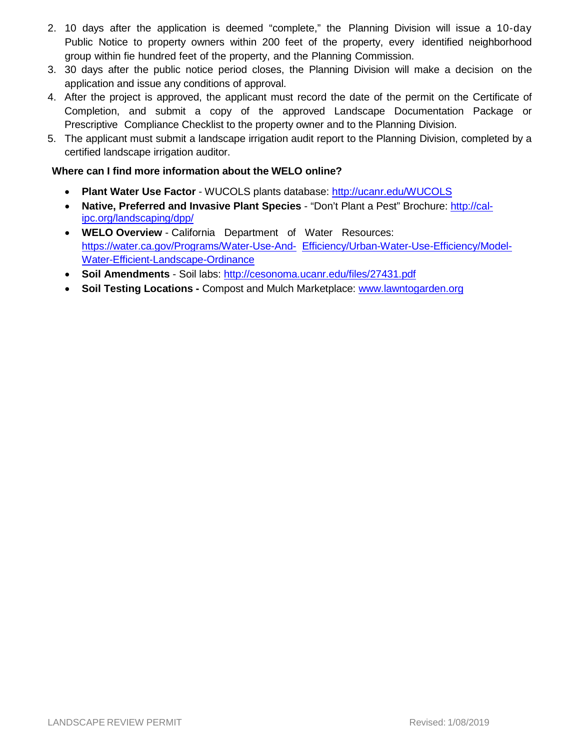2. 10 days after the application is deemed “complete,” the Planning Division will issue a 10-day Public Notice to property owners within 200 feet of the property, every identified neighborhood group within fie hundred feet of the property, and the Planning Commission.
3. 30 days after the public notice period closes, the Planning Division will make a decision on the application and issue any conditions of approval.
4. After the project is approved, the applicant must record the date of the permit on the Certificate of Completion, and submit a copy of the approved Landscape Documentation Package or Prescriptive Compliance Checklist to the property owner and to the Planning Division.
5. The applicant must submit a landscape irrigation audit report to the Planning Division, completed by a certified landscape irrigation auditor.

**Where can I find more information about the WELO online?**

- **Plant Water Use Factor** - WUCOLS plants database: http://ucanr.edu/WUCOLS
- **Native, Preferred and Invasive Plant Species** - “Don’t Plant a Pest” Brochure: http://cal-ipc.org/landscaping/dpp/
- **WELO Overview** - California Department of Water Resources: https://water.ca.gov/Programs/Water-Use-And-Efficiency/Urban-Water-Use-Efficiency/Model-Water-Efficient-Landscape-Ordinance
- **Soil Amendments** - Soil labs: http://cesonoma.ucanr.edu/files/27431.pdf
- **Soil Testing Locations -** Compost and Mulch Marketplace: www.lawntogarden.org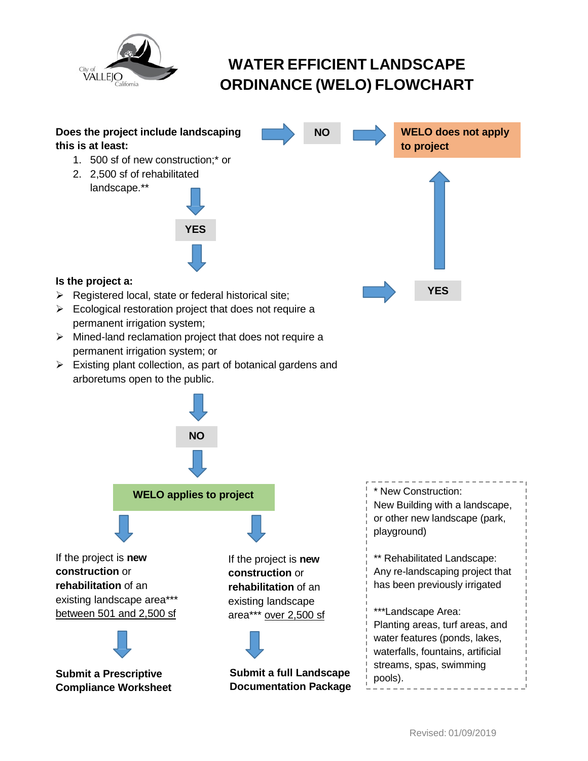# WATER EFFICIENT LANDSCAPE ORDINANCE (WELO) FLOWCHART

**Does the project include landscaping this is at least:**

1. 500 sf of new construction;* or
2. 2,500 sf of rehabilitated landscape.**

→ **NO** → **WELO does not apply to project**

↓ **YES**

**Is the project a:**

- Registered local, state or federal historical site;
- Ecological restoration project that does not require a permanent irrigation system;
- Mined-land reclamation project that does not require a permanent irrigation system; or
- Existing plant collection, as part of botanical gardens and arboretums open to the public.

→ **YES** → **WELO does not apply to project**

↓ **NO**

**WELO applies to project**

If the project is **new construction** or **rehabilitation** of an existing landscape area*** <u>between 501 and 2,500 sf</u>

↓

**Submit a Prescriptive Compliance Worksheet**

If the project is **new construction** or **rehabilitation** of an existing landscape area*** <u>over 2,500 sf</u>

↓

**Submit a full Landscape Documentation Package**

---

* New Construction:
New Building with a landscape, or other new landscape (park, playground)

** Rehabilitated Landscape:
Any re-landscaping project that has been previously irrigated

***Landscape Area:
Planting areas, turf areas, and water features (ponds, lakes, waterfalls, fountains, artificial streams, spas, swimming pools).

Revised: 01/09/2019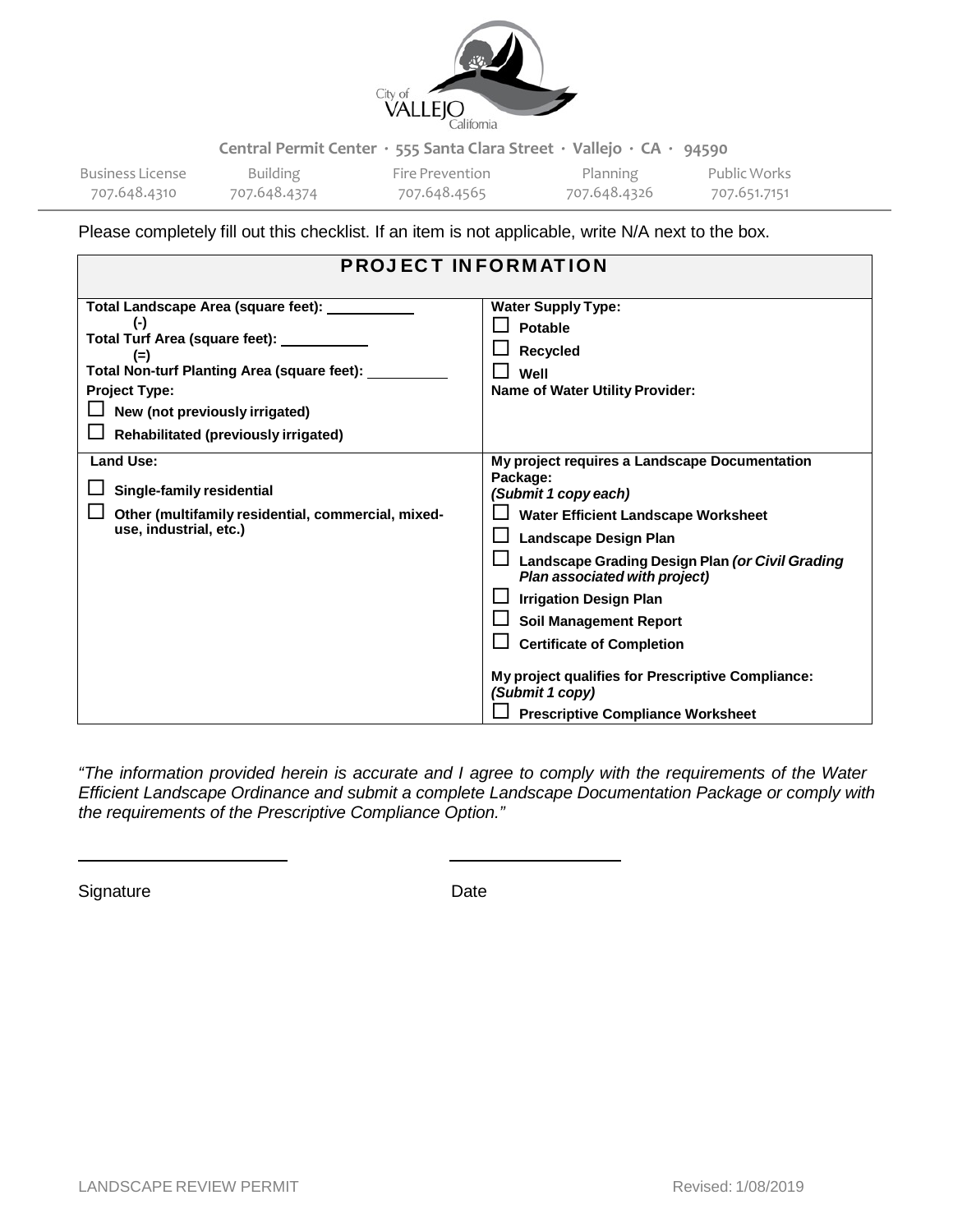City of VALLEJO California

**Central Permit Center · 555 Santa Clara Street · Vallejo · CA · 94590**

| Business License | Building | Fire Prevention | Planning | Public Works |
|---|---|---|---|---|
| 707.648.4310 | 707.648.4374 | 707.648.4565 | 707.648.4326 | 707.651.7151 |

Please completely fill out this checklist. If an item is not applicable, write N/A next to the box.

## PROJECT INFORMATION

| | |
|---|---|
| **Total Landscape Area (square feet):** ___________<br>**(-)**<br>**Total Turf Area (square feet):** ___________<br>**(=)**<br>**Total Non-turf Planting Area (square feet):** ___________<br>**Project Type:**<br>☐ **New (not previously irrigated)**<br>☐ **Rehabilitated (previously irrigated)** | **Water Supply Type:**<br>☐ **Potable**<br>☐ **Recycled**<br>☐ **Well**<br>**Name of Water Utility Provider:** |
| **Land Use:**<br>☐ **Single-family residential**<br>☐ **Other (multifamily residential, commercial, mixed-use, industrial, etc.)** | **My project requires a Landscape Documentation Package:**<br>***(Submit 1 copy each)***<br>☐ **Water Efficient Landscape Worksheet**<br>☐ **Landscape Design Plan**<br>☐ **Landscape Grading Design Plan *(or Civil Grading Plan associated with project)***<br>☐ **Irrigation Design Plan**<br>☐ **Soil Management Report**<br>☐ **Certificate of Completion**<br><br>**My project qualifies for Prescriptive Compliance:**<br>***(Submit 1 copy)***<br>☐ **Prescriptive Compliance Worksheet** |

*"The information provided herein is accurate and I agree to comply with the requirements of the Water Efficient Landscape Ordinance and submit a complete Landscape Documentation Package or comply with the requirements of the Prescriptive Compliance Option."*

______________________ ______________________

Signature Date

LANDSCAPE REVIEW PERMIT Revised: 1/08/2019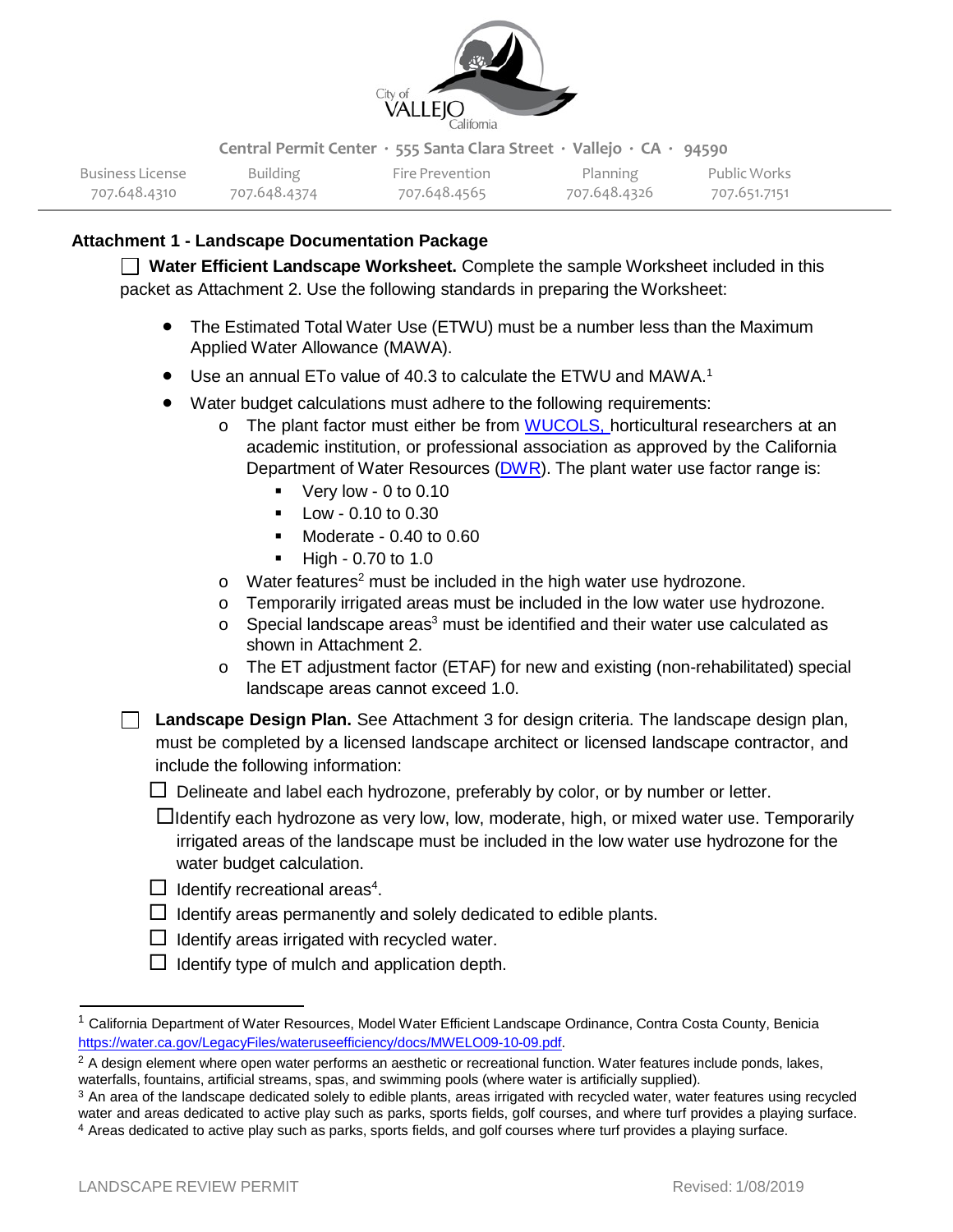City of VALLEJO California

Central Permit Center · 555 Santa Clara Street · Vallejo · CA · 94590

| Business License | Building | Fire Prevention | Planning | Public Works |
| --- | --- | --- | --- | --- |
| 707.648.4310 | 707.648.4374 | 707.648.4565 | 707.648.4326 | 707.651.7151 |

**Attachment 1 - Landscape Documentation Package**

☐ **Water Efficient Landscape Worksheet.** Complete the sample Worksheet included in this packet as Attachment 2. Use the following standards in preparing the Worksheet:

- The Estimated Total Water Use (ETWU) must be a number less than the Maximum Applied Water Allowance (MAWA).
- Use an annual ETo value of 40.3 to calculate the ETWU and MAWA.[1]
- Water budget calculations must adhere to the following requirements:
  - The plant factor must either be from WUCOLS, horticultural researchers at an academic institution, or professional association as approved by the California Department of Water Resources (DWR). The plant water use factor range is:
    - Very low - 0 to 0.10
    - Low - 0.10 to 0.30
    - Moderate - 0.40 to 0.60
    - High - 0.70 to 1.0
  - Water features[2] must be included in the high water use hydrozone.
  - Temporarily irrigated areas must be included in the low water use hydrozone.
  - Special landscape areas[3] must be identified and their water use calculated as shown in Attachment 2.
  - The ET adjustment factor (ETAF) for new and existing (non-rehabilitated) special landscape areas cannot exceed 1.0.

☐ **Landscape Design Plan.** See Attachment 3 for design criteria. The landscape design plan, must be completed by a licensed landscape architect or licensed landscape contractor, and include the following information:

- ☐ Delineate and label each hydrozone, preferably by color, or by number or letter.
- ☐ Identify each hydrozone as very low, low, moderate, high, or mixed water use. Temporarily irrigated areas of the landscape must be included in the low water use hydrozone for the water budget calculation.
- ☐ Identify recreational areas[4].
- ☐ Identify areas permanently and solely dedicated to edible plants.
- ☐ Identify areas irrigated with recycled water.
- ☐ Identify type of mulch and application depth.

---

[1] California Department of Water Resources, Model Water Efficient Landscape Ordinance, Contra Costa County, Benicia https://water.ca.gov/LegacyFiles/wateruseefficiency/docs/MWELO09-10-09.pdf.

[2] A design element where open water performs an aesthetic or recreational function. Water features include ponds, lakes, waterfalls, fountains, artificial streams, spas, and swimming pools (where water is artificially supplied).

[3] An area of the landscape dedicated solely to edible plants, areas irrigated with recycled water, water features using recycled water and areas dedicated to active play such as parks, sports fields, golf courses, and where turf provides a playing surface.

[4] Areas dedicated to active play such as parks, sports fields, and golf courses where turf provides a playing surface.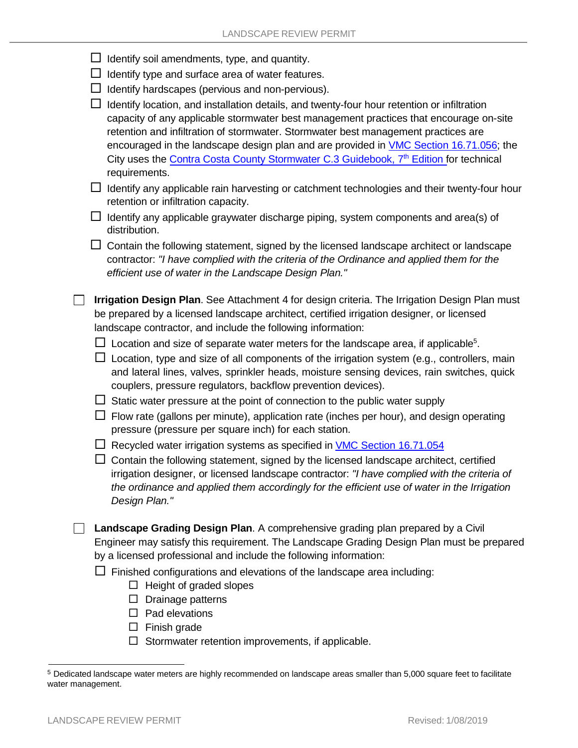- ☐ Identify soil amendments, type, and quantity.
- ☐ Identify type and surface area of water features.
- ☐ Identify hardscapes (pervious and non-pervious).
- ☐ Identify location, and installation details, and twenty-four hour retention or infiltration capacity of any applicable stormwater best management practices that encourage on-site retention and infiltration of stormwater. Stormwater best management practices are encouraged in the landscape design plan and are provided in VMC Section 16.71.056; the City uses the Contra Costa County Stormwater C.3 Guidebook, 7th Edition for technical requirements.
- ☐ Identify any applicable rain harvesting or catchment technologies and their twenty-four hour retention or infiltration capacity.
- ☐ Identify any applicable graywater discharge piping, system components and area(s) of distribution.
- ☐ Contain the following statement, signed by the licensed landscape architect or landscape contractor: *"I have complied with the criteria of the Ordinance and applied them for the efficient use of water in the Landscape Design Plan."*

☐ **Irrigation Design Plan**. See Attachment 4 for design criteria. The Irrigation Design Plan must be prepared by a licensed landscape architect, certified irrigation designer, or licensed landscape contractor, and include the following information:

- ☐ Location and size of separate water meters for the landscape area, if applicable[5].
- ☐ Location, type and size of all components of the irrigation system (e.g., controllers, main and lateral lines, valves, sprinkler heads, moisture sensing devices, rain switches, quick couplers, pressure regulators, backflow prevention devices).
- ☐ Static water pressure at the point of connection to the public water supply
- ☐ Flow rate (gallons per minute), application rate (inches per hour), and design operating pressure (pressure per square inch) for each station.
- ☐ Recycled water irrigation systems as specified in VMC Section 16.71.054
- ☐ Contain the following statement, signed by the licensed landscape architect, certified irrigation designer, or licensed landscape contractor: *"I have complied with the criteria of the ordinance and applied them accordingly for the efficient use of water in the Irrigation Design Plan."*

☐ **Landscape Grading Design Plan**. A comprehensive grading plan prepared by a Civil Engineer may satisfy this requirement. The Landscape Grading Design Plan must be prepared by a licensed professional and include the following information:

- ☐ Finished configurations and elevations of the landscape area including:
  - ☐ Height of graded slopes
  - ☐ Drainage patterns
  - ☐ Pad elevations
  - ☐ Finish grade
  - ☐ Stormwater retention improvements, if applicable.

[5] Dedicated landscape water meters are highly recommended on landscape areas smaller than 5,000 square feet to facilitate water management.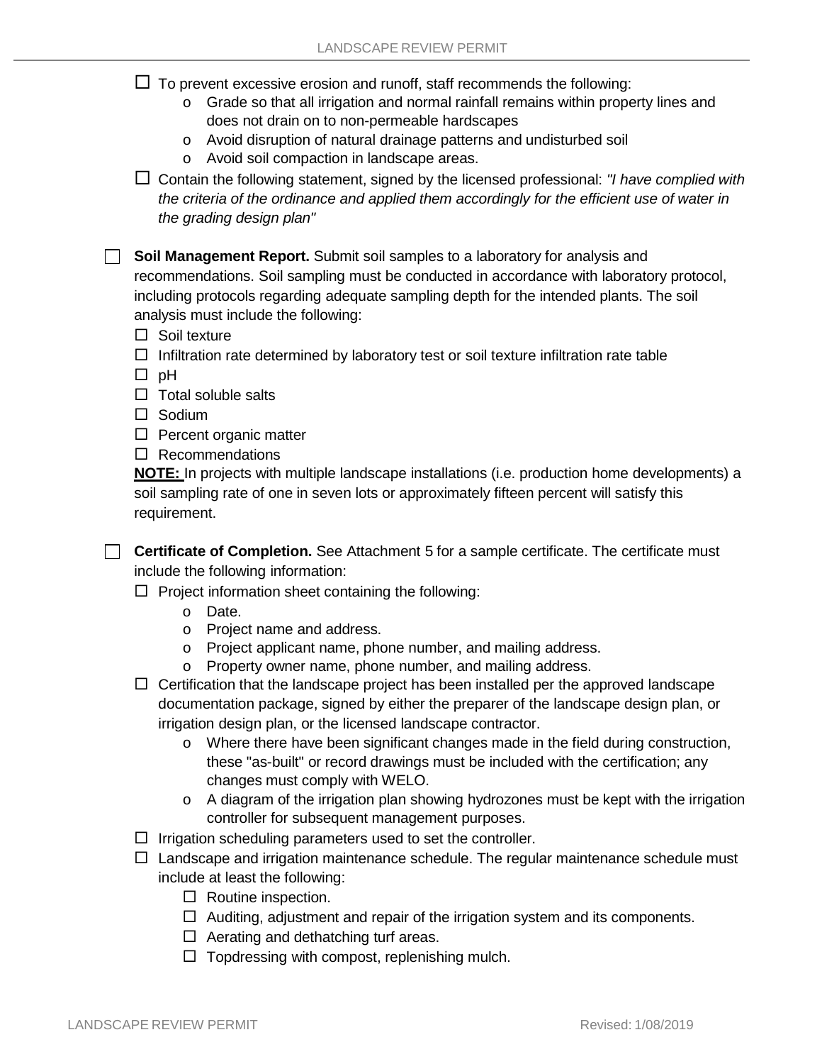- ☐ To prevent excessive erosion and runoff, staff recommends the following:
  - Grade so that all irrigation and normal rainfall remains within property lines and does not drain on to non-permeable hardscapes
  - Avoid disruption of natural drainage patterns and undisturbed soil
  - Avoid soil compaction in landscape areas.
- ☐ Contain the following statement, signed by the licensed professional: *"I have complied with the criteria of the ordinance and applied them accordingly for the efficient use of water in the grading design plan"*

☐ **Soil Management Report.** Submit soil samples to a laboratory for analysis and recommendations. Soil sampling must be conducted in accordance with laboratory protocol, including protocols regarding adequate sampling depth for the intended plants. The soil analysis must include the following:

- ☐ Soil texture
- ☐ Infiltration rate determined by laboratory test or soil texture infiltration rate table
- ☐ pH
- ☐ Total soluble salts
- ☐ Sodium
- ☐ Percent organic matter
- ☐ Recommendations

**NOTE:** In projects with multiple landscape installations (i.e. production home developments) a soil sampling rate of one in seven lots or approximately fifteen percent will satisfy this requirement.

☐ **Certificate of Completion.** See Attachment 5 for a sample certificate. The certificate must include the following information:

- ☐ Project information sheet containing the following:
  - Date.
  - Project name and address.
  - Project applicant name, phone number, and mailing address.
  - Property owner name, phone number, and mailing address.
- ☐ Certification that the landscape project has been installed per the approved landscape documentation package, signed by either the preparer of the landscape design plan, or irrigation design plan, or the licensed landscape contractor.
  - Where there have been significant changes made in the field during construction, these "as-built" or record drawings must be included with the certification; any changes must comply with WELO.
  - A diagram of the irrigation plan showing hydrozones must be kept with the irrigation controller for subsequent management purposes.
- ☐ Irrigation scheduling parameters used to set the controller.
- ☐ Landscape and irrigation maintenance schedule. The regular maintenance schedule must include at least the following:
  - ☐ Routine inspection.
  - ☐ Auditing, adjustment and repair of the irrigation system and its components.
  - ☐ Aerating and dethatching turf areas.
  - ☐ Topdressing with compost, replenishing mulch.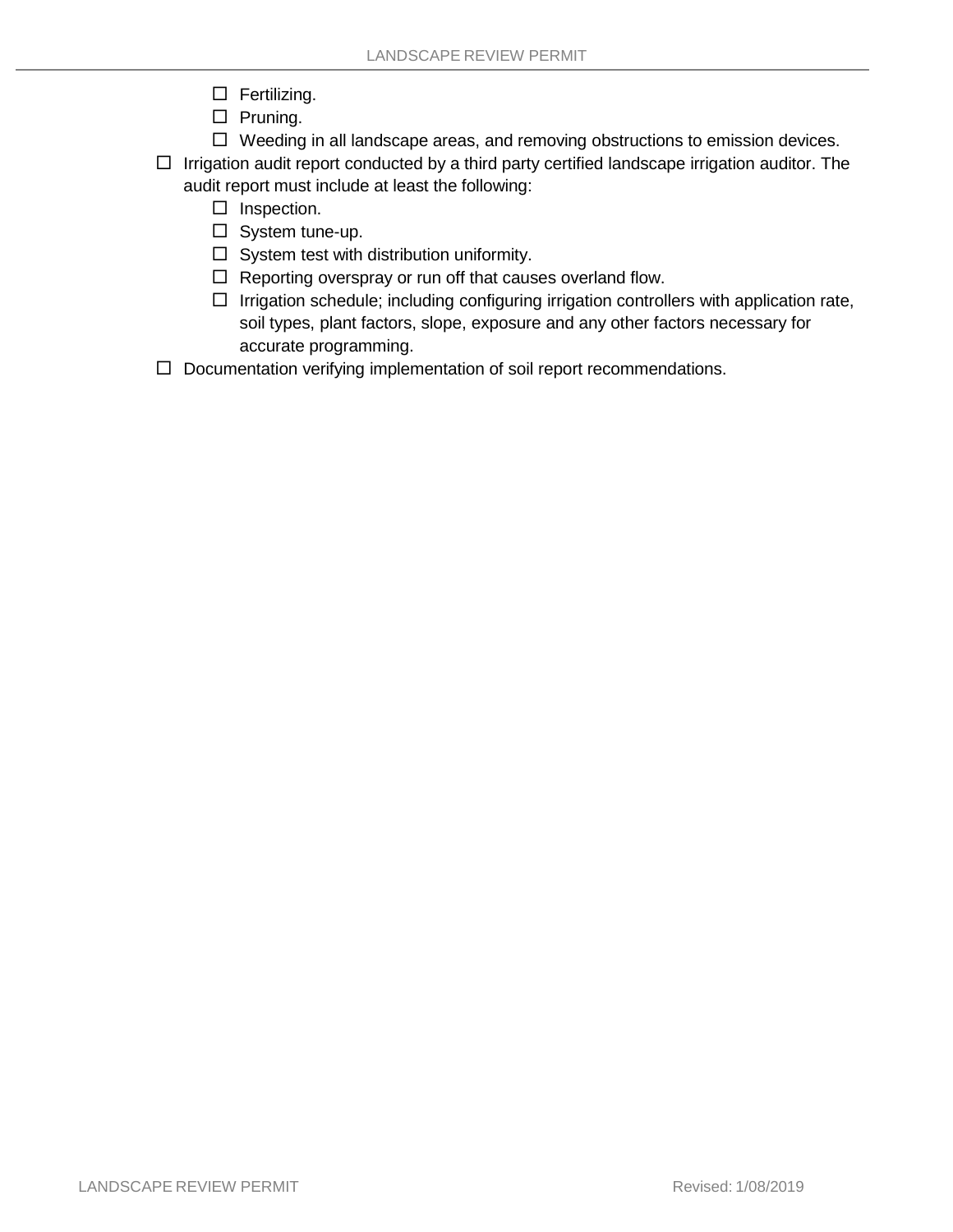- ☐ Fertilizing.
    - ☐ Pruning.
    - ☐ Weeding in all landscape areas, and removing obstructions to emission devices.
- ☐ Irrigation audit report conducted by a third party certified landscape irrigation auditor. The audit report must include at least the following:
    - ☐ Inspection.
    - ☐ System tune-up.
    - ☐ System test with distribution uniformity.
    - ☐ Reporting overspray or run off that causes overland flow.
    - ☐ Irrigation schedule; including configuring irrigation controllers with application rate, soil types, plant factors, slope, exposure and any other factors necessary for accurate programming.
- ☐ Documentation verifying implementation of soil report recommendations.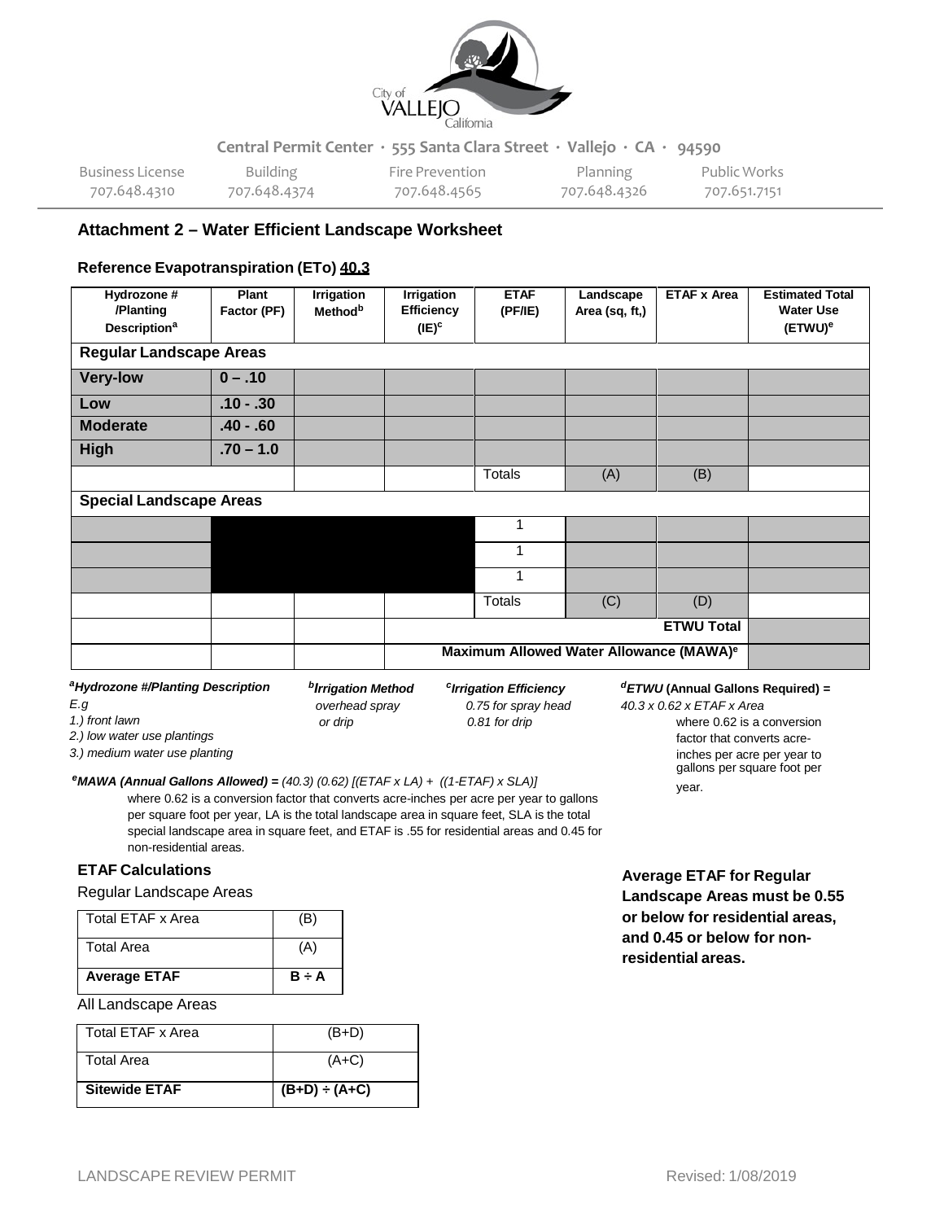Central Permit Center · 555 Santa Clara Street · Vallejo · CA · 94590

| Business License | Building | Fire Prevention | Planning | Public Works |
|---|---|---|---|---|
| 707.648.4310 | 707.648.4374 | 707.648.4565 | 707.648.4326 | 707.651.7151 |

## Attachment 2 – Water Efficient Landscape Worksheet

**Reference Evapotranspiration (ETo) 40.3**

| Hydrozone # /Planting Description[a] | Plant Factor (PF) | Irrigation Method[b] | Irrigation Efficiency (IE)[c] | ETAF (PF/IE) | Landscape Area (sq, ft,) | ETAF x Area | Estimated Total Water Use (ETWU)[e] |
|---|---|---|---|---|---|---|---|
| **Regular Landscape Areas** | | | | | | | |
| **Very-low** | **0 – .10** | | | | | | |
| **Low** | **.10 - .30** | | | | | | |
| **Moderate** | **.40 - .60** | | | | | | |
| **High** | **.70 – 1.0** | | | | | | |
| | | | | Totals | (A) | (B) | |
| **Special Landscape Areas** | | | | | | | |
| | | | | 1 | | | |
| | | | | 1 | | | |
| | | | | 1 | | | |
| | | | | Totals | (C) | (D) | |
| | | | | | | **ETWU Total** | |
| | | | **Maximum Allowed Water Allowance (MAWA)[e]** | | | | |

***[a]Hydrozone #/Planting Description***
*E.g*
*1.) front lawn*
*2.) low water use plantings*
*3.) medium water use planting*

***[b]Irrigation Method***
*overhead spray*
*or drip*

***[c]Irrigation Efficiency***
*0.75 for spray head*
*0.81 for drip*

***[d]ETWU* (Annual Gallons Required) =**
*40.3 x 0.62 x ETAF x Area*
where 0.62 is a conversion factor that converts acre-inches per acre per year to gallons per square foot per year.

***[e]MAWA (Annual Gallons Allowed) =*** *(40.3) (0.62) [(ETAF x LA) + ((1-ETAF) x SLA)]*
where 0.62 is a conversion factor that converts acre-inches per acre per year to gallons per square foot per year, LA is the total landscape area in square feet, SLA is the total special landscape area in square feet, and ETAF is .55 for residential areas and 0.45 for non-residential areas.

### ETAF Calculations

Regular Landscape Areas

| Total ETAF x Area | (B) |
|---|---|
| Total Area | (A) |
| **Average ETAF** | **B ÷ A** |

All Landscape Areas

| Total ETAF x Area | (B+D) |
|---|---|
| Total Area | (A+C) |
| **Sitewide ETAF** | **(B+D) ÷ (A+C)** |

**Average ETAF for Regular Landscape Areas must be 0.55 or below for residential areas, and 0.45 or below for non-residential areas.**

LANDSCAPE REVIEW PERMIT — Revised: 1/08/2019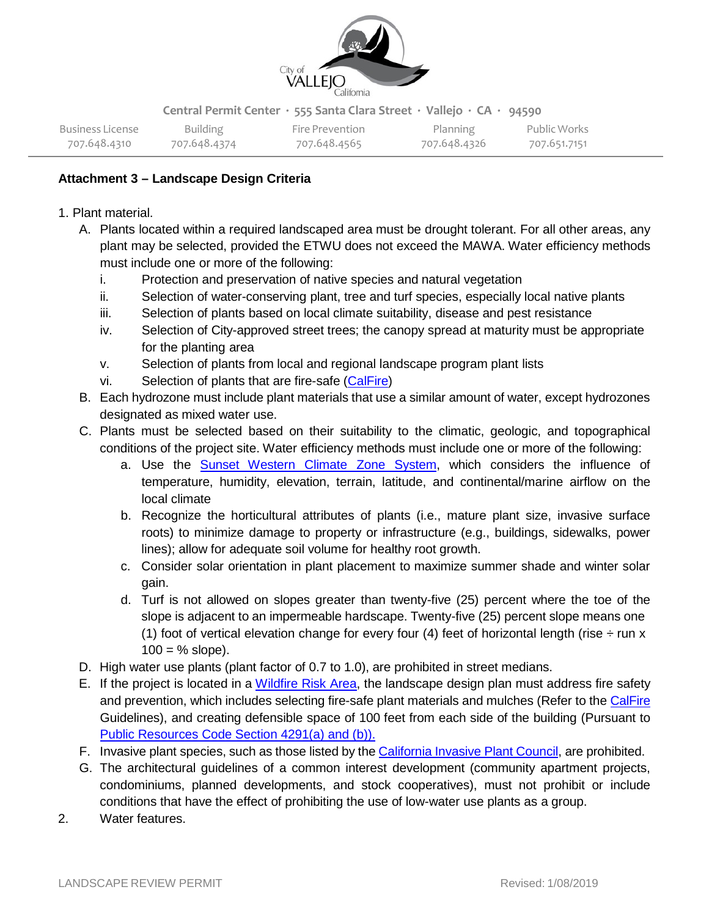**Attachment 3 – Landscape Design Criteria**

1. Plant material.
   - A. Plants located within a required landscaped area must be drought tolerant. For all other areas, any plant may be selected, provided the ETWU does not exceed the MAWA. Water efficiency methods must include one or more of the following:
     - i. Protection and preservation of native species and natural vegetation
     - ii. Selection of water-conserving plant, tree and turf species, especially local native plants
     - iii. Selection of plants based on local climate suitability, disease and pest resistance
     - iv. Selection of City-approved street trees; the canopy spread at maturity must be appropriate for the planting area
     - v. Selection of plants from local and regional landscape program plant lists
     - vi. Selection of plants that are fire-safe (CalFire)
   - B. Each hydrozone must include plant materials that use a similar amount of water, except hydrozones designated as mixed water use.
   - C. Plants must be selected based on their suitability to the climatic, geologic, and topographical conditions of the project site. Water efficiency methods must include one or more of the following:
     - a. Use the Sunset Western Climate Zone System, which considers the influence of temperature, humidity, elevation, terrain, latitude, and continental/marine airflow on the local climate
     - b. Recognize the horticultural attributes of plants (i.e., mature plant size, invasive surface roots) to minimize damage to property or infrastructure (e.g., buildings, sidewalks, power lines); allow for adequate soil volume for healthy root growth.
     - c. Consider solar orientation in plant placement to maximize summer shade and winter solar gain.
     - d. Turf is not allowed on slopes greater than twenty-five (25) percent where the toe of the slope is adjacent to an impermeable hardscape. Twenty-five (25) percent slope means one (1) foot of vertical elevation change for every four (4) feet of horizontal length (rise ÷ run x 100 = % slope).
   - D. High water use plants (plant factor of 0.7 to 1.0), are prohibited in street medians.
   - E. If the project is located in a Wildfire Risk Area, the landscape design plan must address fire safety and prevention, which includes selecting fire-safe plant materials and mulches (Refer to the CalFire Guidelines), and creating defensible space of 100 feet from each side of the building (Pursuant to Public Resources Code Section 4291(a) and (b)).
   - F. Invasive plant species, such as those listed by the California Invasive Plant Council, are prohibited.
   - G. The architectural guidelines of a common interest development (community apartment projects, condominiums, planned developments, and stock cooperatives), must not prohibit or include conditions that have the effect of prohibiting the use of low-water use plants as a group.
2. Water features.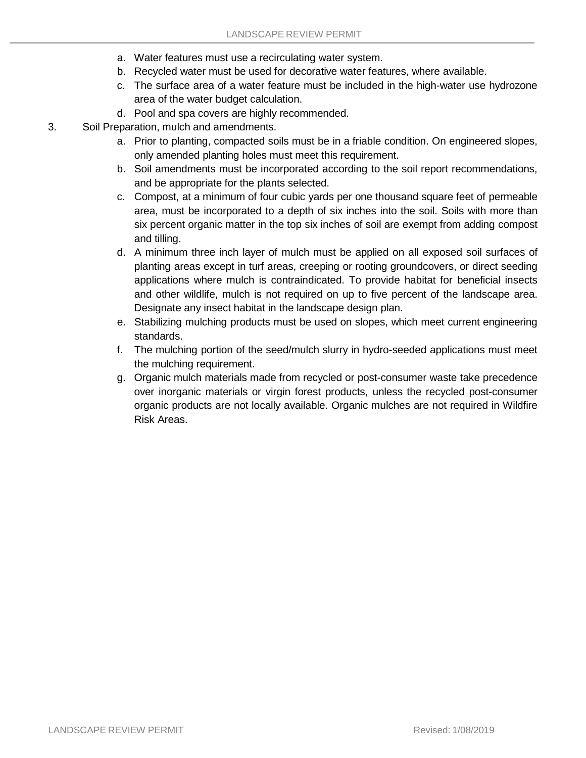a. Water features must use a recirculating water system.
b. Recycled water must be used for decorative water features, where available.
c. The surface area of a water feature must be included in the high-water use hydrozone area of the water budget calculation.
d. Pool and spa covers are highly recommended.

3. Soil Preparation, mulch and amendments.

a. Prior to planting, compacted soils must be in a friable condition. On engineered slopes, only amended planting holes must meet this requirement.
b. Soil amendments must be incorporated according to the soil report recommendations, and be appropriate for the plants selected.
c. Compost, at a minimum of four cubic yards per one thousand square feet of permeable area, must be incorporated to a depth of six inches into the soil. Soils with more than six percent organic matter in the top six inches of soil are exempt from adding compost and tilling.
d. A minimum three inch layer of mulch must be applied on all exposed soil surfaces of planting areas except in turf areas, creeping or rooting groundcovers, or direct seeding applications where mulch is contraindicated. To provide habitat for beneficial insects and other wildlife, mulch is not required on up to five percent of the landscape area. Designate any insect habitat in the landscape design plan.
e. Stabilizing mulching products must be used on slopes, which meet current engineering standards.
f. The mulching portion of the seed/mulch slurry in hydro-seeded applications must meet the mulching requirement.
g. Organic mulch materials made from recycled or post-consumer waste take precedence over inorganic materials or virgin forest products, unless the recycled post-consumer organic products are not locally available. Organic mulches are not required in Wildfire Risk Areas.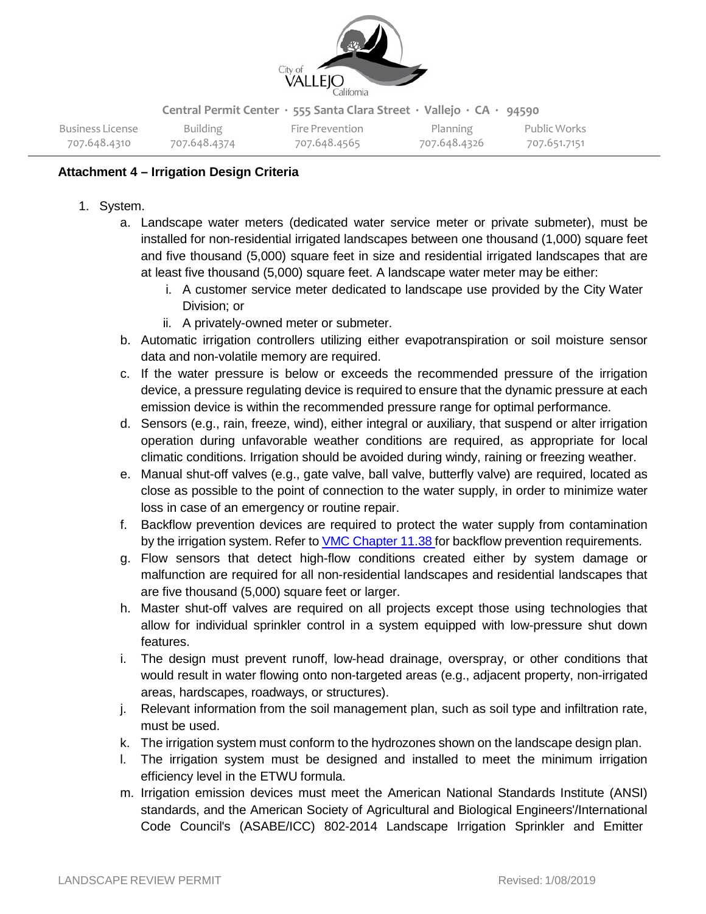City of VALLEJO California

Central Permit Center · 555 Santa Clara Street · Vallejo · CA · 94590

| Business License | Building | Fire Prevention | Planning | Public Works |
| --- | --- | --- | --- | --- |
| 707.648.4310 | 707.648.4374 | 707.648.4565 | 707.648.4326 | 707.651.7151 |

**Attachment 4 – Irrigation Design Criteria**

1. System.
   a. Landscape water meters (dedicated water service meter or private submeter), must be installed for non-residential irrigated landscapes between one thousand (1,000) square feet and five thousand (5,000) square feet in size and residential irrigated landscapes that are at least five thousand (5,000) square feet. A landscape water meter may be either:
      i. A customer service meter dedicated to landscape use provided by the City Water Division; or
      ii. A privately-owned meter or submeter.

   b. Automatic irrigation controllers utilizing either evapotranspiration or soil moisture sensor data and non-volatile memory are required.

   c. If the water pressure is below or exceeds the recommended pressure of the irrigation device, a pressure regulating device is required to ensure that the dynamic pressure at each emission device is within the recommended pressure range for optimal performance.

   d. Sensors (e.g., rain, freeze, wind), either integral or auxiliary, that suspend or alter irrigation operation during unfavorable weather conditions are required, as appropriate for local climatic conditions. Irrigation should be avoided during windy, raining or freezing weather.

   e. Manual shut-off valves (e.g., gate valve, ball valve, butterfly valve) are required, located as close as possible to the point of connection to the water supply, in order to minimize water loss in case of an emergency or routine repair.

   f. Backflow prevention devices are required to protect the water supply from contamination by the irrigation system. Refer to VMC Chapter 11.38 for backflow prevention requirements.

   g. Flow sensors that detect high-flow conditions created either by system damage or malfunction are required for all non-residential landscapes and residential landscapes that are five thousand (5,000) square feet or larger.

   h. Master shut-off valves are required on all projects except those using technologies that allow for individual sprinkler control in a system equipped with low-pressure shut down features.

   i. The design must prevent runoff, low-head drainage, overspray, or other conditions that would result in water flowing onto non-targeted areas (e.g., adjacent property, non-irrigated areas, hardscapes, roadways, or structures).

   j. Relevant information from the soil management plan, such as soil type and infiltration rate, must be used.

   k. The irrigation system must conform to the hydrozones shown on the landscape design plan.

   l. The irrigation system must be designed and installed to meet the minimum irrigation efficiency level in the ETWU formula.

   m. Irrigation emission devices must meet the American National Standards Institute (ANSI) standards, and the American Society of Agricultural and Biological Engineers'/International Code Council's (ASABE/ICC) 802-2014 Landscape Irrigation Sprinkler and Emitter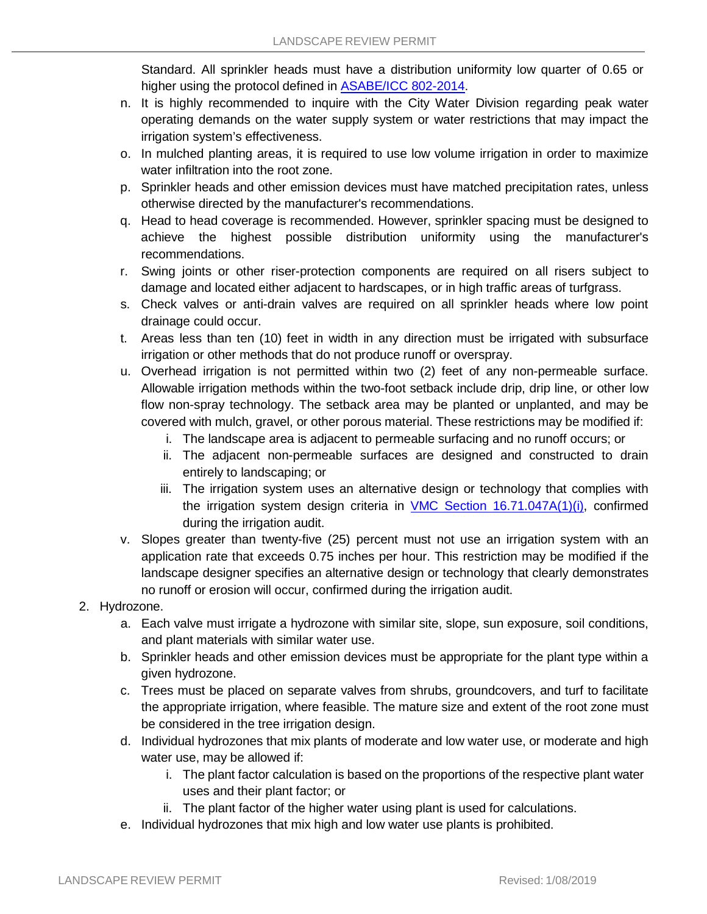Standard. All sprinkler heads must have a distribution uniformity low quarter of 0.65 or higher using the protocol defined in [ASABE/ICC 802-2014](#).

n. It is highly recommended to inquire with the City Water Division regarding peak water operating demands on the water supply system or water restrictions that may impact the irrigation system's effectiveness.

o. In mulched planting areas, it is required to use low volume irrigation in order to maximize water infiltration into the root zone.

p. Sprinkler heads and other emission devices must have matched precipitation rates, unless otherwise directed by the manufacturer's recommendations.

q. Head to head coverage is recommended. However, sprinkler spacing must be designed to achieve the highest possible distribution uniformity using the manufacturer's recommendations.

r. Swing joints or other riser-protection components are required on all risers subject to damage and located either adjacent to hardscapes, or in high traffic areas of turfgrass.

s. Check valves or anti-drain valves are required on all sprinkler heads where low point drainage could occur.

t. Areas less than ten (10) feet in width in any direction must be irrigated with subsurface irrigation or other methods that do not produce runoff or overspray.

u. Overhead irrigation is not permitted within two (2) feet of any non-permeable surface. Allowable irrigation methods within the two-foot setback include drip, drip line, or other low flow non-spray technology. The setback area may be planted or unplanted, and may be covered with mulch, gravel, or other porous material. These restrictions may be modified if:

   i. The landscape area is adjacent to permeable surfacing and no runoff occurs; or

   ii. The adjacent non-permeable surfaces are designed and constructed to drain entirely to landscaping; or

   iii. The irrigation system uses an alternative design or technology that complies with the irrigation system design criteria in [VMC Section 16.71.047A(1)(i)](#), confirmed during the irrigation audit.

v. Slopes greater than twenty-five (25) percent must not use an irrigation system with an application rate that exceeds 0.75 inches per hour. This restriction may be modified if the landscape designer specifies an alternative design or technology that clearly demonstrates no runoff or erosion will occur, confirmed during the irrigation audit.

2. Hydrozone.

   a. Each valve must irrigate a hydrozone with similar site, slope, sun exposure, soil conditions, and plant materials with similar water use.

   b. Sprinkler heads and other emission devices must be appropriate for the plant type within a given hydrozone.

   c. Trees must be placed on separate valves from shrubs, groundcovers, and turf to facilitate the appropriate irrigation, where feasible. The mature size and extent of the root zone must be considered in the tree irrigation design.

   d. Individual hydrozones that mix plants of moderate and low water use, or moderate and high water use, may be allowed if:

      i. The plant factor calculation is based on the proportions of the respective plant water uses and their plant factor; or

      ii. The plant factor of the higher water using plant is used for calculations.

   e. Individual hydrozones that mix high and low water use plants is prohibited.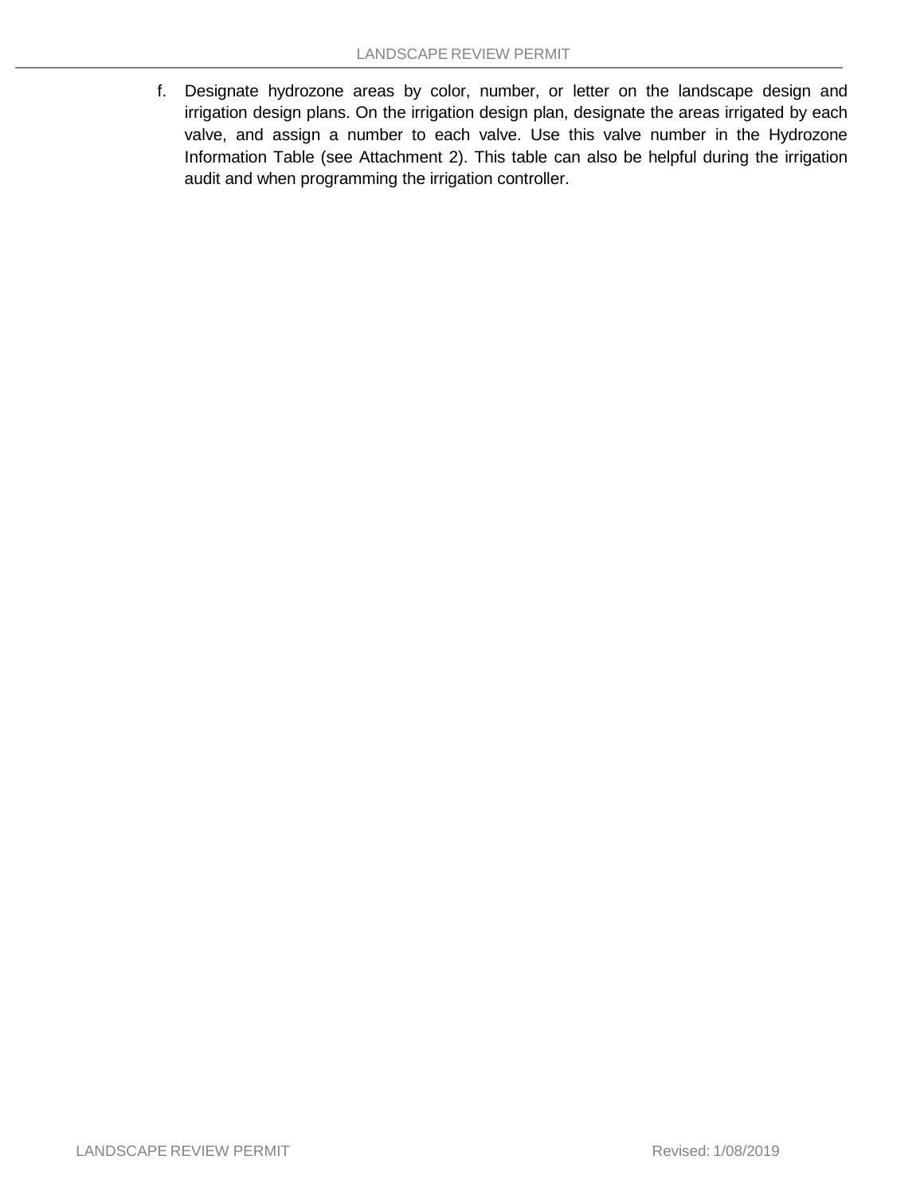f. Designate hydrozone areas by color, number, or letter on the landscape design and irrigation design plans. On the irrigation design plan, designate the areas irrigated by each valve, and assign a number to each valve. Use this valve number in the Hydrozone Information Table (see Attachment 2). This table can also be helpful during the irrigation audit and when programming the irrigation controller.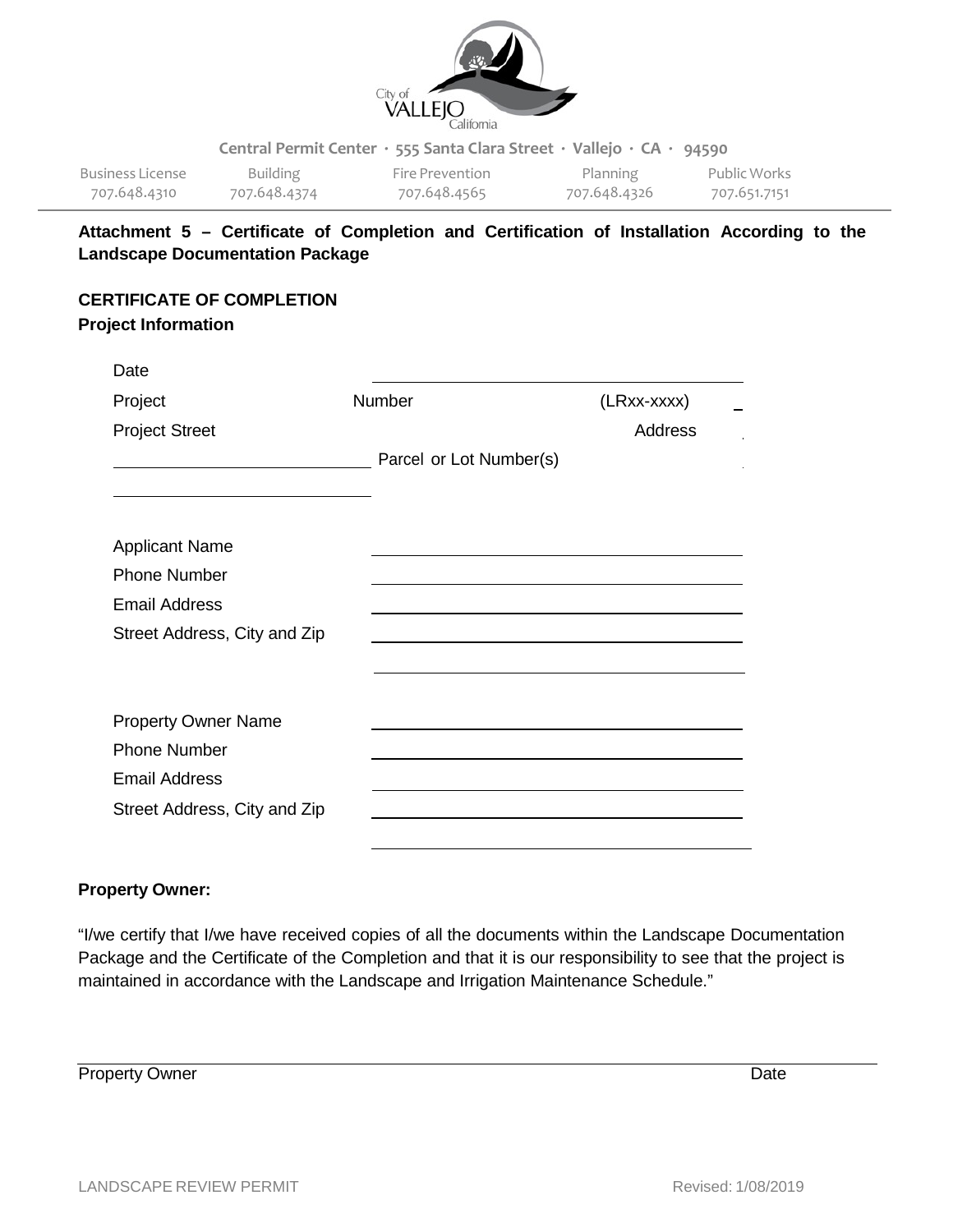Central Permit Center · 555 Santa Clara Street · Vallejo · CA · 94590

| Business License | Building | Fire Prevention | Planning | Public Works |
|---|---|---|---|---|
| 707.648.4310 | 707.648.4374 | 707.648.4565 | 707.648.4326 | 707.651.7151 |

**Attachment 5 – Certificate of Completion and Certification of Installation According to the Landscape Documentation Package**

**CERTIFICATE OF COMPLETION**

**Project Information**

Date ____________________

Project Number (LRxx-xxxx) ____________________

Project Street Address ____________________

____________________ Parcel or Lot Number(s) ____________________

____________________

Applicant Name ____________________

Phone Number ____________________

Email Address ____________________

Street Address, City and Zip ____________________

____________________

Property Owner Name ____________________

Phone Number ____________________

Email Address ____________________

Street Address, City and Zip ____________________

____________________

**Property Owner:**

"I/we certify that I/we have received copies of all the documents within the Landscape Documentation Package and the Certificate of the Completion and that it is our responsibility to see that the project is maintained in accordance with the Landscape and Irrigation Maintenance Schedule."

Property Owner ____________________ Date ____________________

LANDSCAPE REVIEW PERMIT Revised: 1/08/2019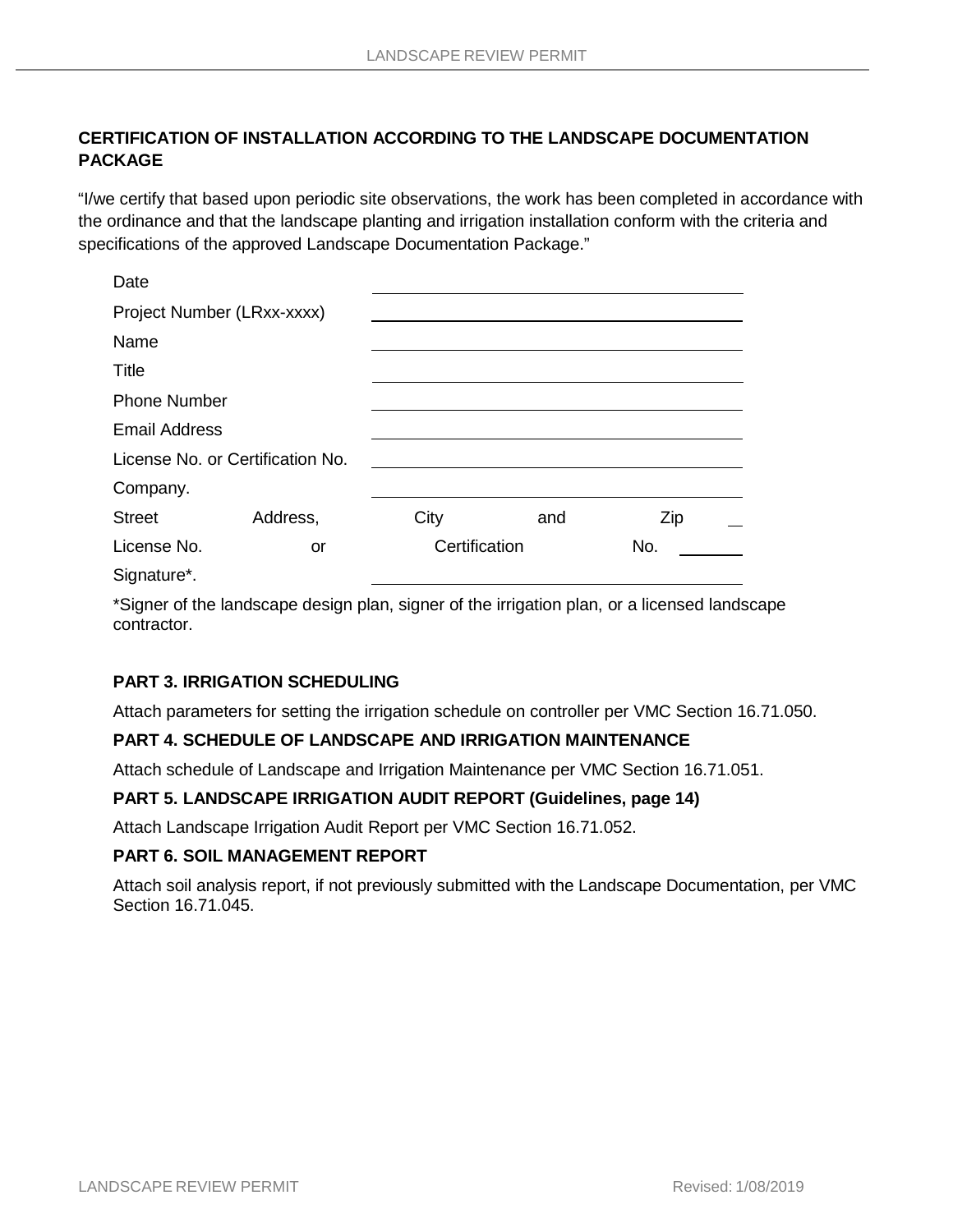## CERTIFICATION OF INSTALLATION ACCORDING TO THE LANDSCAPE DOCUMENTATION PACKAGE

"I/we certify that based upon periodic site observations, the work has been completed in accordance with the ordinance and that the landscape planting and irrigation installation conform with the criteria and specifications of the approved Landscape Documentation Package."

| | |
|---|---|
| Date | |
| Project Number (LRxx-xxxx) | |
| Name | |
| Title | |
| Phone Number | |
| Email Address | |
| License No. or Certification No. | |
| Company. | |
| Street Address, City and Zip | |
| License No. or Certification No. | |
| Signature*. | |

*Signer of the landscape design plan, signer of the irrigation plan, or a licensed landscape contractor.

### PART 3. IRRIGATION SCHEDULING

Attach parameters for setting the irrigation schedule on controller per VMC Section 16.71.050.

### PART 4. SCHEDULE OF LANDSCAPE AND IRRIGATION MAINTENANCE

Attach schedule of Landscape and Irrigation Maintenance per VMC Section 16.71.051.

### PART 5. LANDSCAPE IRRIGATION AUDIT REPORT (Guidelines, page 14)

Attach Landscape Irrigation Audit Report per VMC Section 16.71.052.

### PART 6. SOIL MANAGEMENT REPORT

Attach soil analysis report, if not previously submitted with the Landscape Documentation, per VMC Section 16.71.045.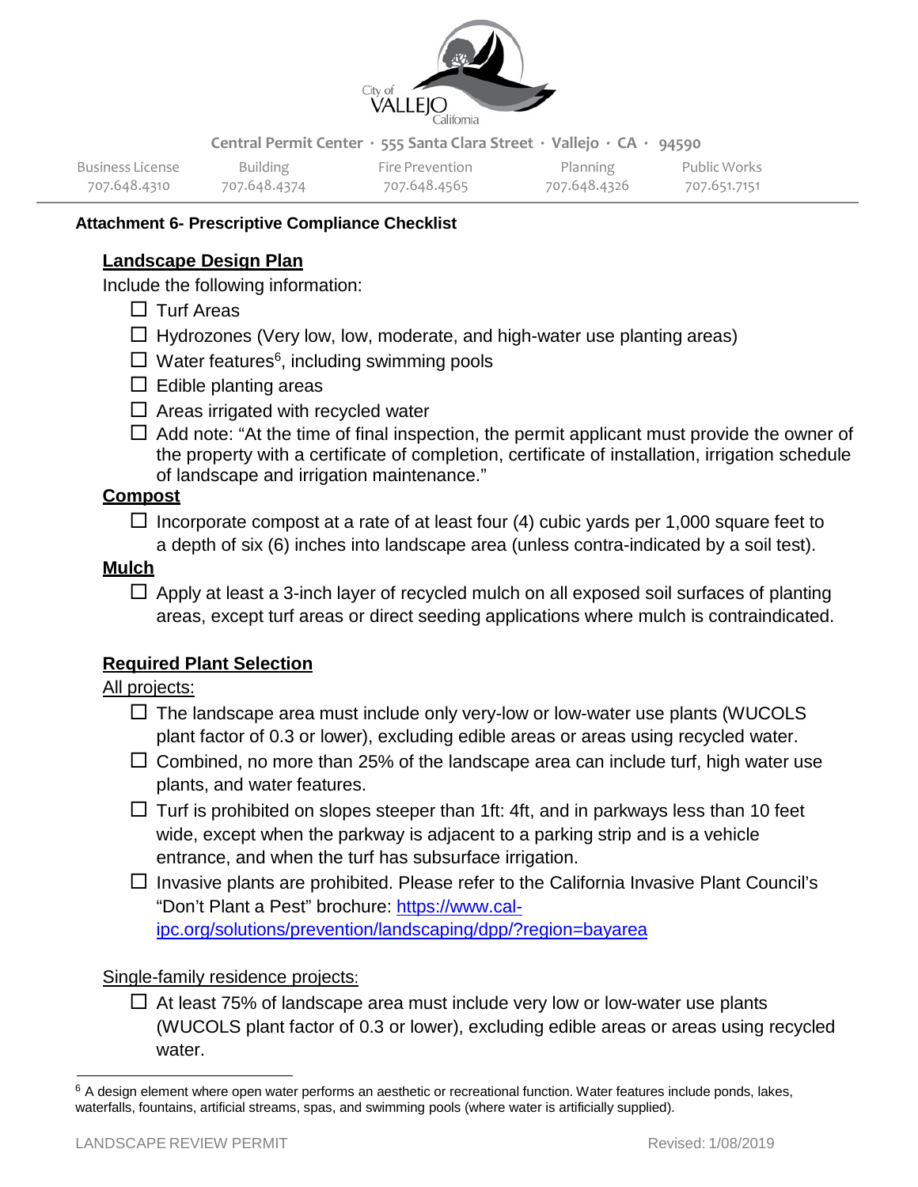Central Permit Center · 555 Santa Clara Street · Vallejo · CA · 94590

| Business License | Building | Fire Prevention | Planning | Public Works |
|---|---|---|---|---|
| 707.648.4310 | 707.648.4374 | 707.648.4565 | 707.648.4326 | 707.651.7151 |

**Attachment 6- Prescriptive Compliance Checklist**

## Landscape Design Plan

Include the following information:

- ☐ Turf Areas
- ☐ Hydrozones (Very low, low, moderate, and high-water use planting areas)
- ☐ Water features[6], including swimming pools
- ☐ Edible planting areas
- ☐ Areas irrigated with recycled water
- ☐ Add note: "At the time of final inspection, the permit applicant must provide the owner of the property with a certificate of completion, certificate of installation, irrigation schedule of landscape and irrigation maintenance."

## Compost

- ☐ Incorporate compost at a rate of at least four (4) cubic yards per 1,000 square feet to a depth of six (6) inches into landscape area (unless contra-indicated by a soil test).

## Mulch

- ☐ Apply at least a 3-inch layer of recycled mulch on all exposed soil surfaces of planting areas, except turf areas or direct seeding applications where mulch is contraindicated.

## Required Plant Selection

All projects:

- ☐ The landscape area must include only very-low or low-water use plants (WUCOLS plant factor of 0.3 or lower), excluding edible areas or areas using recycled water.
- ☐ Combined, no more than 25% of the landscape area can include turf, high water use plants, and water features.
- ☐ Turf is prohibited on slopes steeper than 1ft: 4ft, and in parkways less than 10 feet wide, except when the parkway is adjacent to a parking strip and is a vehicle entrance, and when the turf has subsurface irrigation.
- ☐ Invasive plants are prohibited. Please refer to the California Invasive Plant Council's "Don't Plant a Pest" brochure: https://www.cal-ipc.org/solutions/prevention/landscaping/dpp/?region=bayarea

Single-family residence projects:

- ☐ At least 75% of landscape area must include very low or low-water use plants (WUCOLS plant factor of 0.3 or lower), excluding edible areas or areas using recycled water.

[6] A design element where open water performs an aesthetic or recreational function. Water features include ponds, lakes, waterfalls, fountains, artificial streams, spas, and swimming pools (where water is artificially supplied).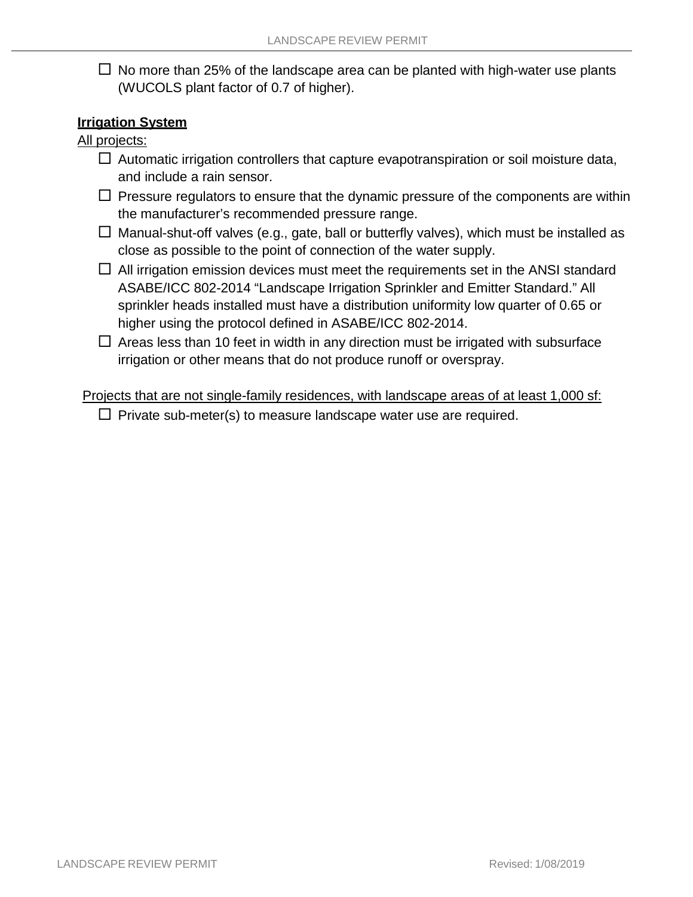- ☐ No more than 25% of the landscape area can be planted with high-water use plants (WUCOLS plant factor of 0.7 of higher).

**Irrigation System**

All projects:

- ☐ Automatic irrigation controllers that capture evapotranspiration or soil moisture data, and include a rain sensor.
- ☐ Pressure regulators to ensure that the dynamic pressure of the components are within the manufacturer's recommended pressure range.
- ☐ Manual-shut-off valves (e.g., gate, ball or butterfly valves), which must be installed as close as possible to the point of connection of the water supply.
- ☐ All irrigation emission devices must meet the requirements set in the ANSI standard ASABE/ICC 802-2014 "Landscape Irrigation Sprinkler and Emitter Standard." All sprinkler heads installed must have a distribution uniformity low quarter of 0.65 or higher using the protocol defined in ASABE/ICC 802-2014.
- ☐ Areas less than 10 feet in width in any direction must be irrigated with subsurface irrigation or other means that do not produce runoff or overspray.

Projects that are not single-family residences, with landscape areas of at least 1,000 sf:

- ☐ Private sub-meter(s) to measure landscape water use are required.